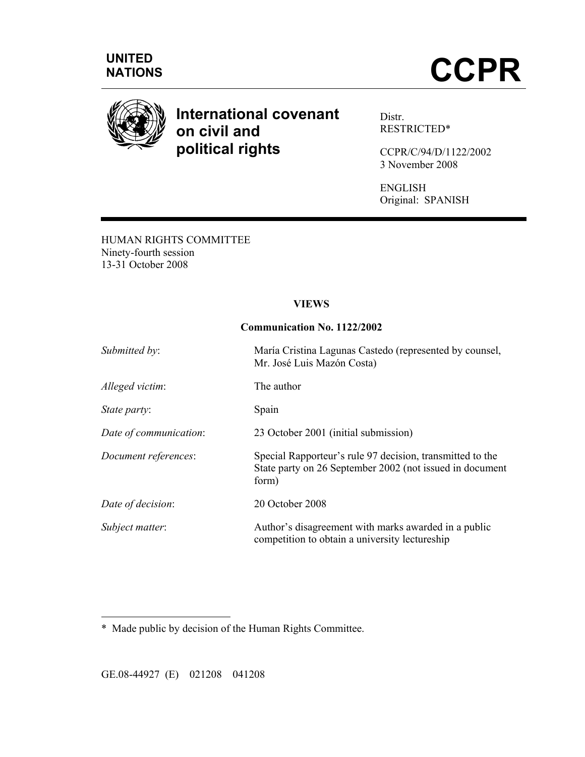UNITED NATIONS

# CCPR

## International covenant on civil and political rights

Distr.
RESTRICTED*

CCPR/C/94/D/1122/2002
3 November 2008

ENGLISH
Original: SPANISH

HUMAN RIGHTS COMMITTEE
Ninety-fourth session
13-31 October 2008

**VIEWS**

**Communication No. 1122/2002**

| | |
|---|---|
| *Submitted by*: | María Cristina Lagunas Castedo (represented by counsel, Mr. José Luis Mazón Costa) |
| *Alleged victim*: | The author |
| *State party*: | Spain |
| *Date of communication*: | 23 October 2001 (initial submission) |
| *Document references*: | Special Rapporteur's rule 97 decision, transmitted to the State party on 26 September 2002 (not issued in document form) |
| *Date of decision*: | 20 October 2008 |
| *Subject matter*: | Author's disagreement with marks awarded in a public competition to obtain a university lectureship |

\* Made public by decision of the Human Rights Committee.

GE.08-44927 (E) 021208 041208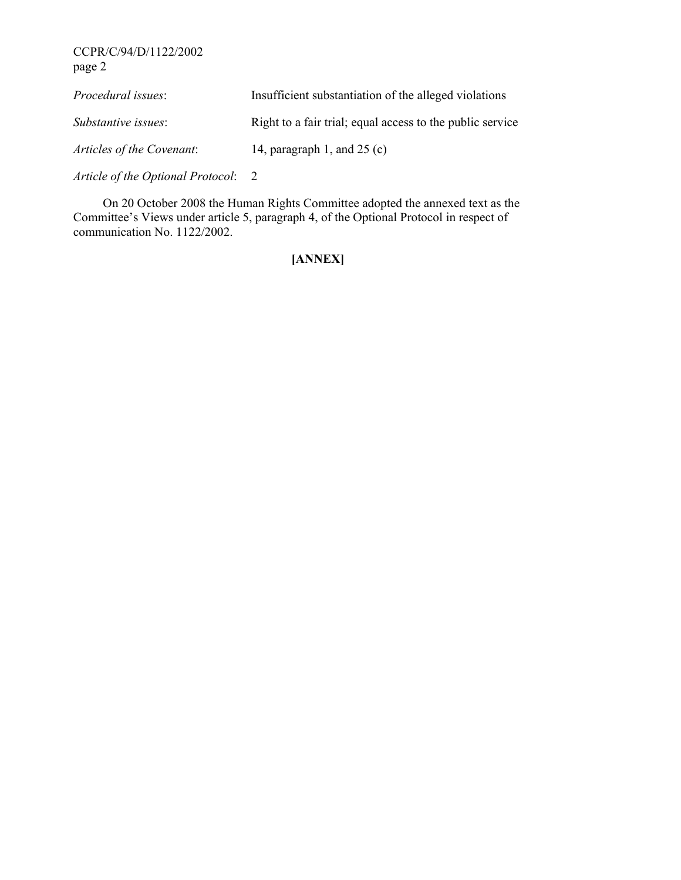*Procedural issues*: Insufficient substantiation of the alleged violations

*Substantive issues*: Right to a fair trial; equal access to the public service

*Articles of the Covenant*: 14, paragraph 1, and 25 (c)

*Article of the Optional Protocol*: 2

On 20 October 2008 the Human Rights Committee adopted the annexed text as the Committee's Views under article 5, paragraph 4, of the Optional Protocol in respect of communication No. 1122/2002.

**[ANNEX]**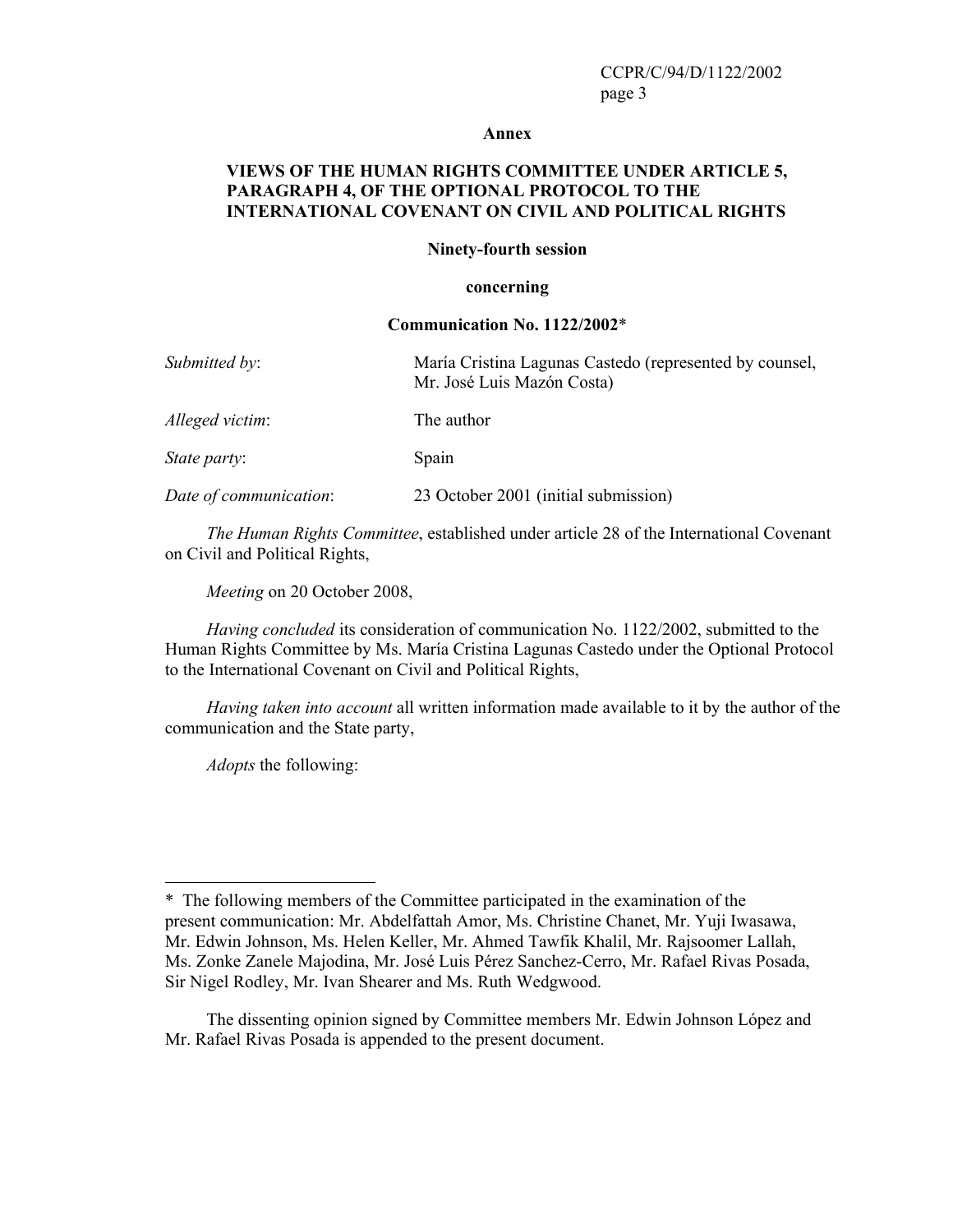**Annex**

**VIEWS OF THE HUMAN RIGHTS COMMITTEE UNDER ARTICLE 5, PARAGRAPH 4, OF THE OPTIONAL PROTOCOL TO THE INTERNATIONAL COVENANT ON CIVIL AND POLITICAL RIGHTS**

**Ninety-fourth session**

**concerning**

**Communication No. 1122/2002***

| | |
|---|---|
| *Submitted by*: | María Cristina Lagunas Castedo (represented by counsel, Mr. José Luis Mazón Costa) |
| *Alleged victim*: | The author |
| *State party*: | Spain |
| *Date of communication*: | 23 October 2001 (initial submission) |

*The Human Rights Committee*, established under article 28 of the International Covenant on Civil and Political Rights,

*Meeting* on 20 October 2008,

*Having concluded* its consideration of communication No. 1122/2002, submitted to the Human Rights Committee by Ms. María Cristina Lagunas Castedo under the Optional Protocol to the International Covenant on Civil and Political Rights,

*Having taken into account* all written information made available to it by the author of the communication and the State party,

*Adopts* the following:

---

\* The following members of the Committee participated in the examination of the present communication: Mr. Abdelfattah Amor, Ms. Christine Chanet, Mr. Yuji Iwasawa, Mr. Edwin Johnson, Ms. Helen Keller, Mr. Ahmed Tawfik Khalil, Mr. Rajsoomer Lallah, Ms. Zonke Zanele Majodina, Mr. José Luis Pérez Sanchez-Cerro, Mr. Rafael Rivas Posada, Sir Nigel Rodley, Mr. Ivan Shearer and Ms. Ruth Wedgwood.

The dissenting opinion signed by Committee members Mr. Edwin Johnson López and Mr. Rafael Rivas Posada is appended to the present document.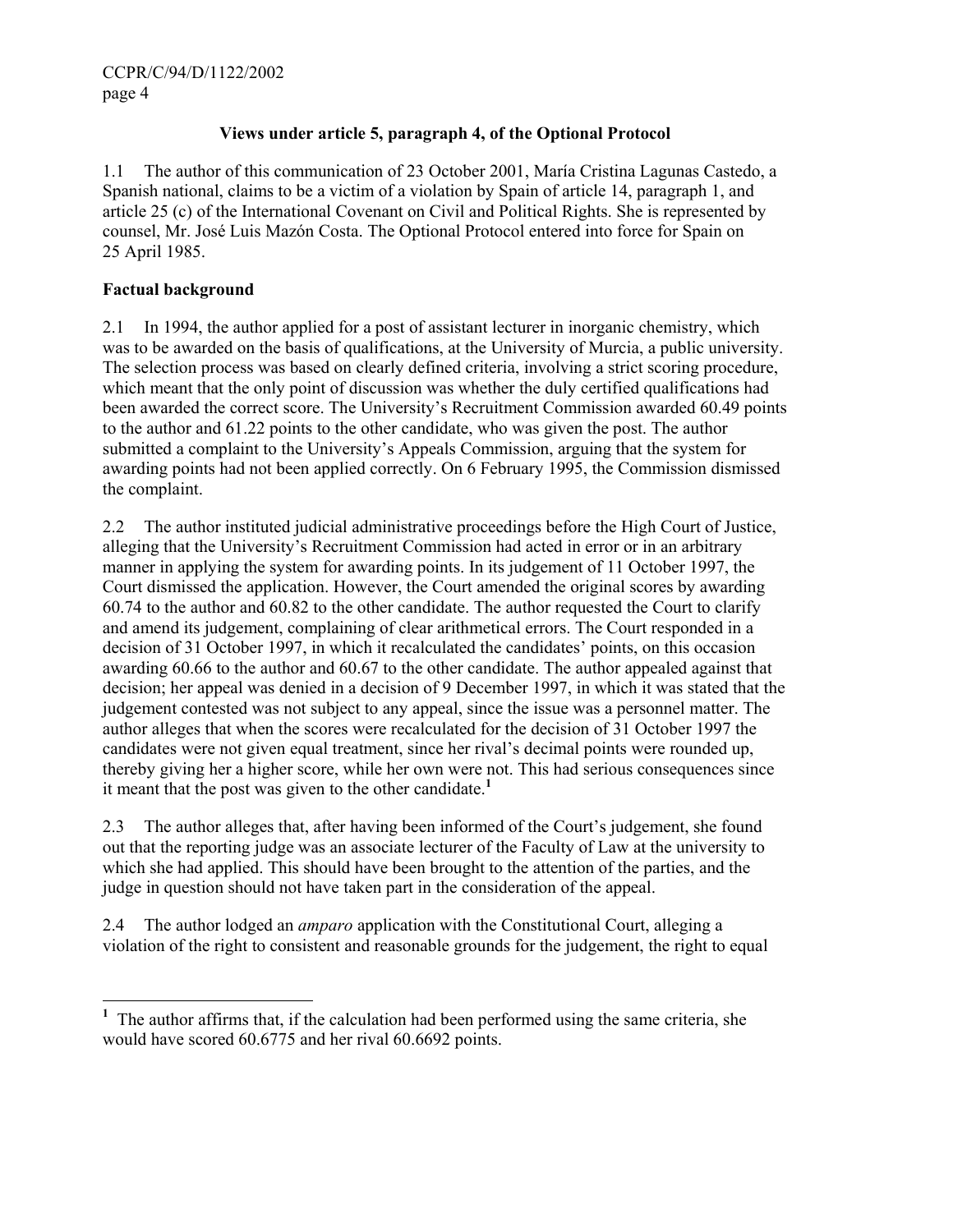### Views under article 5, paragraph 4, of the Optional Protocol

1.1 The author of this communication of 23 October 2001, María Cristina Lagunas Castedo, a Spanish national, claims to be a victim of a violation by Spain of article 14, paragraph 1, and article 25 (c) of the International Covenant on Civil and Political Rights. She is represented by counsel, Mr. José Luis Mazón Costa. The Optional Protocol entered into force for Spain on 25 April 1985.

**Factual background**

2.1 In 1994, the author applied for a post of assistant lecturer in inorganic chemistry, which was to be awarded on the basis of qualifications, at the University of Murcia, a public university. The selection process was based on clearly defined criteria, involving a strict scoring procedure, which meant that the only point of discussion was whether the duly certified qualifications had been awarded the correct score. The University's Recruitment Commission awarded 60.49 points to the author and 61.22 points to the other candidate, who was given the post. The author submitted a complaint to the University's Appeals Commission, arguing that the system for awarding points had not been applied correctly. On 6 February 1995, the Commission dismissed the complaint.

2.2 The author instituted judicial administrative proceedings before the High Court of Justice, alleging that the University's Recruitment Commission had acted in error or in an arbitrary manner in applying the system for awarding points. In its judgement of 11 October 1997, the Court dismissed the application. However, the Court amended the original scores by awarding 60.74 to the author and 60.82 to the other candidate. The author requested the Court to clarify and amend its judgement, complaining of clear arithmetical errors. The Court responded in a decision of 31 October 1997, in which it recalculated the candidates' points, on this occasion awarding 60.66 to the author and 60.67 to the other candidate. The author appealed against that decision; her appeal was denied in a decision of 9 December 1997, in which it was stated that the judgement contested was not subject to any appeal, since the issue was a personnel matter. The author alleges that when the scores were recalculated for the decision of 31 October 1997 the candidates were not given equal treatment, since her rival's decimal points were rounded up, thereby giving her a higher score, while her own were not. This had serious consequences since it meant that the post was given to the other candidate.[1]

2.3 The author alleges that, after having been informed of the Court's judgement, she found out that the reporting judge was an associate lecturer of the Faculty of Law at the university to which she had applied. This should have been brought to the attention of the parties, and the judge in question should not have taken part in the consideration of the appeal.

2.4 The author lodged an *amparo* application with the Constitutional Court, alleging a violation of the right to consistent and reasonable grounds for the judgement, the right to equal

---

[1] The author affirms that, if the calculation had been performed using the same criteria, she would have scored 60.6775 and her rival 60.6692 points.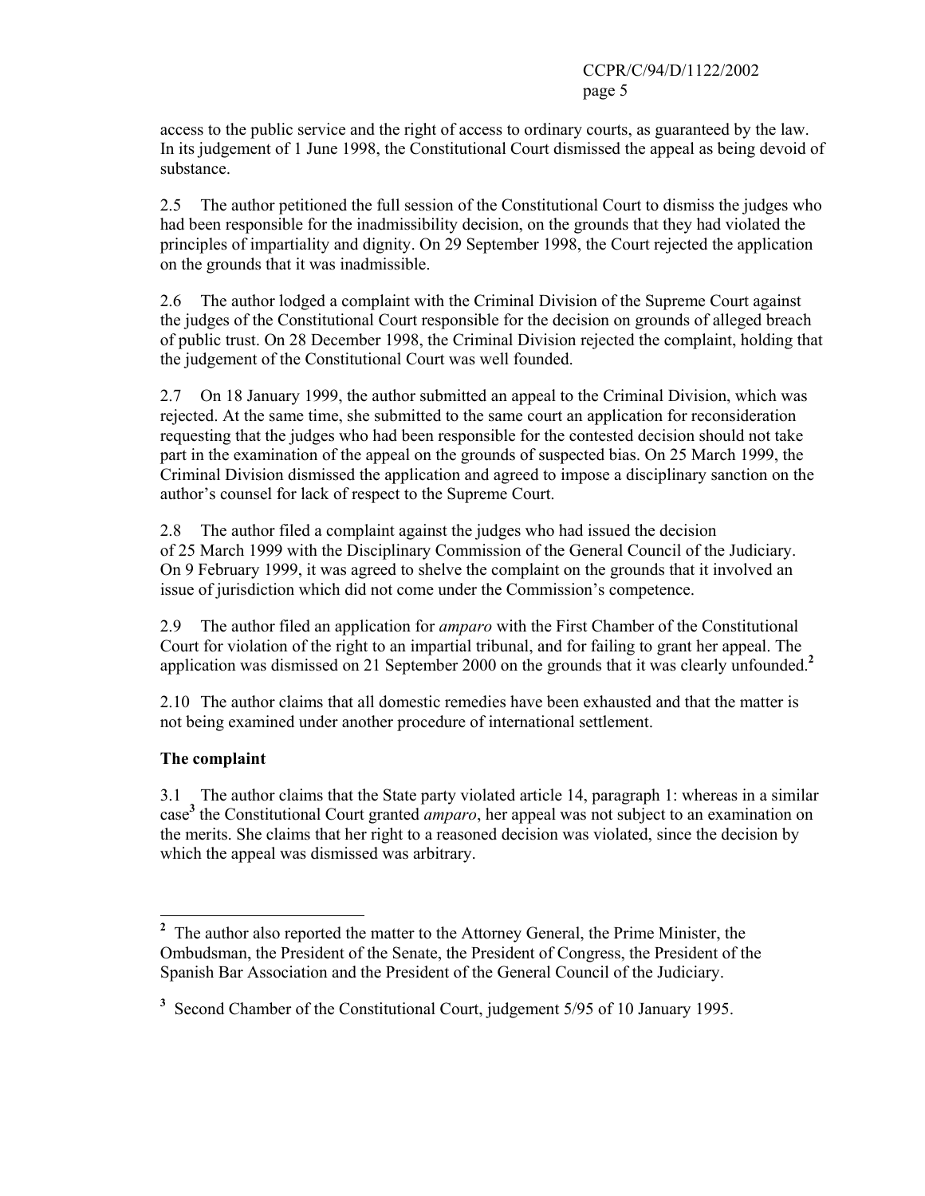access to the public service and the right of access to ordinary courts, as guaranteed by the law. In its judgement of 1 June 1998, the Constitutional Court dismissed the appeal as being devoid of substance.

2.5 The author petitioned the full session of the Constitutional Court to dismiss the judges who had been responsible for the inadmissibility decision, on the grounds that they had violated the principles of impartiality and dignity. On 29 September 1998, the Court rejected the application on the grounds that it was inadmissible.

2.6 The author lodged a complaint with the Criminal Division of the Supreme Court against the judges of the Constitutional Court responsible for the decision on grounds of alleged breach of public trust. On 28 December 1998, the Criminal Division rejected the complaint, holding that the judgement of the Constitutional Court was well founded.

2.7 On 18 January 1999, the author submitted an appeal to the Criminal Division, which was rejected. At the same time, she submitted to the same court an application for reconsideration requesting that the judges who had been responsible for the contested decision should not take part in the examination of the appeal on the grounds of suspected bias. On 25 March 1999, the Criminal Division dismissed the application and agreed to impose a disciplinary sanction on the author's counsel for lack of respect to the Supreme Court.

2.8 The author filed a complaint against the judges who had issued the decision of 25 March 1999 with the Disciplinary Commission of the General Council of the Judiciary. On 9 February 1999, it was agreed to shelve the complaint on the grounds that it involved an issue of jurisdiction which did not come under the Commission's competence.

2.9 The author filed an application for *amparo* with the First Chamber of the Constitutional Court for violation of the right to an impartial tribunal, and for failing to grant her appeal. The application was dismissed on 21 September 2000 on the grounds that it was clearly unfounded.[2]

2.10 The author claims that all domestic remedies have been exhausted and that the matter is not being examined under another procedure of international settlement.

**The complaint**

3.1 The author claims that the State party violated article 14, paragraph 1: whereas in a similar case[3] the Constitutional Court granted *amparo*, her appeal was not subject to an examination on the merits. She claims that her right to a reasoned decision was violated, since the decision by which the appeal was dismissed was arbitrary.

---

[2] The author also reported the matter to the Attorney General, the Prime Minister, the Ombudsman, the President of the Senate, the President of Congress, the President of the Spanish Bar Association and the President of the General Council of the Judiciary.

[3] Second Chamber of the Constitutional Court, judgement 5/95 of 10 January 1995.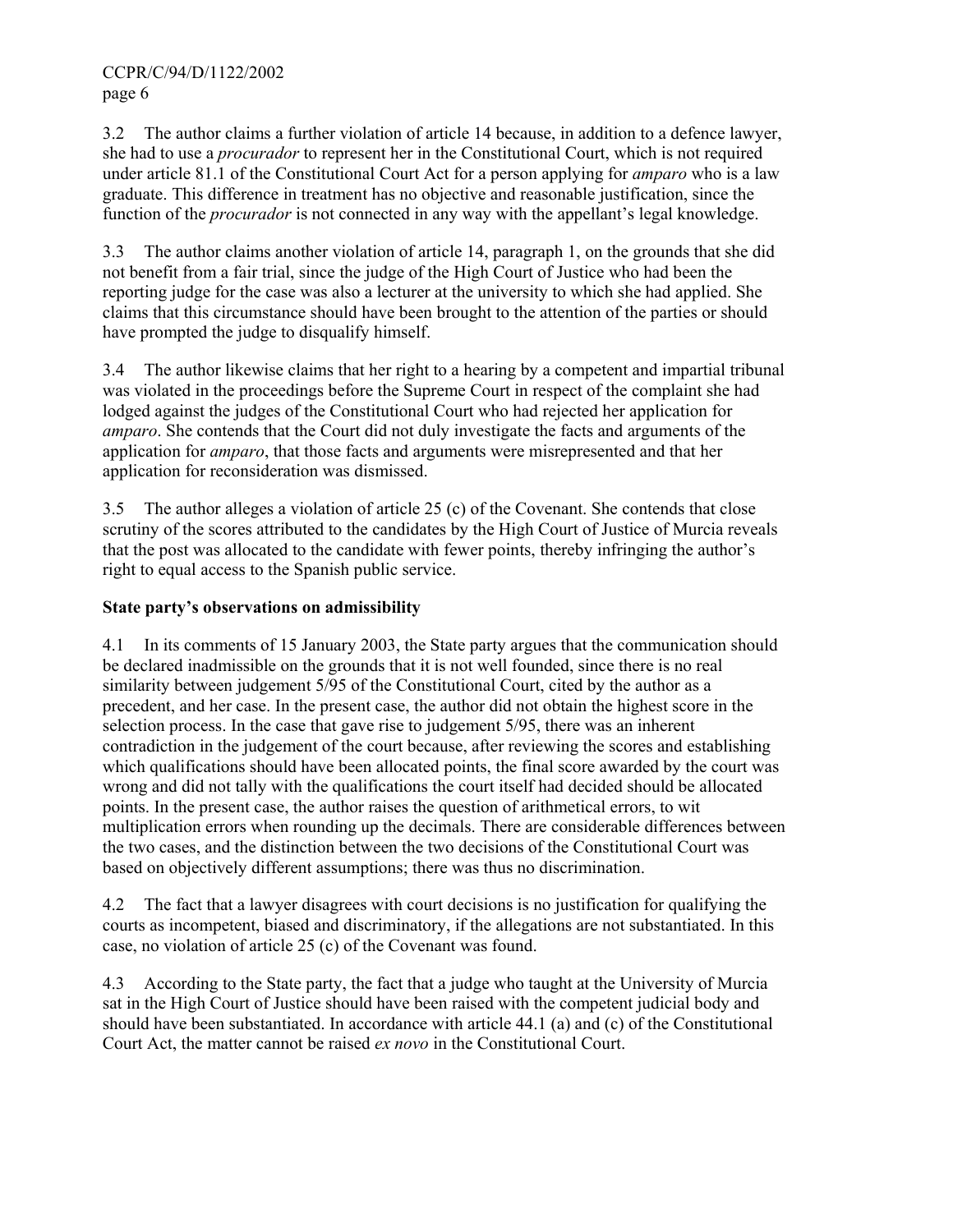3.2 The author claims a further violation of article 14 because, in addition to a defence lawyer, she had to use a *procurador* to represent her in the Constitutional Court, which is not required under article 81.1 of the Constitutional Court Act for a person applying for *amparo* who is a law graduate. This difference in treatment has no objective and reasonable justification, since the function of the *procurador* is not connected in any way with the appellant's legal knowledge.

3.3 The author claims another violation of article 14, paragraph 1, on the grounds that she did not benefit from a fair trial, since the judge of the High Court of Justice who had been the reporting judge for the case was also a lecturer at the university to which she had applied. She claims that this circumstance should have been brought to the attention of the parties or should have prompted the judge to disqualify himself.

3.4 The author likewise claims that her right to a hearing by a competent and impartial tribunal was violated in the proceedings before the Supreme Court in respect of the complaint she had lodged against the judges of the Constitutional Court who had rejected her application for *amparo*. She contends that the Court did not duly investigate the facts and arguments of the application for *amparo*, that those facts and arguments were misrepresented and that her application for reconsideration was dismissed.

3.5 The author alleges a violation of article 25 (c) of the Covenant. She contends that close scrutiny of the scores attributed to the candidates by the High Court of Justice of Murcia reveals that the post was allocated to the candidate with fewer points, thereby infringing the author's right to equal access to the Spanish public service.

**State party's observations on admissibility**

4.1 In its comments of 15 January 2003, the State party argues that the communication should be declared inadmissible on the grounds that it is not well founded, since there is no real similarity between judgement 5/95 of the Constitutional Court, cited by the author as a precedent, and her case. In the present case, the author did not obtain the highest score in the selection process. In the case that gave rise to judgement 5/95, there was an inherent contradiction in the judgement of the court because, after reviewing the scores and establishing which qualifications should have been allocated points, the final score awarded by the court was wrong and did not tally with the qualifications the court itself had decided should be allocated points. In the present case, the author raises the question of arithmetical errors, to wit multiplication errors when rounding up the decimals. There are considerable differences between the two cases, and the distinction between the two decisions of the Constitutional Court was based on objectively different assumptions; there was thus no discrimination.

4.2 The fact that a lawyer disagrees with court decisions is no justification for qualifying the courts as incompetent, biased and discriminatory, if the allegations are not substantiated. In this case, no violation of article 25 (c) of the Covenant was found.

4.3 According to the State party, the fact that a judge who taught at the University of Murcia sat in the High Court of Justice should have been raised with the competent judicial body and should have been substantiated. In accordance with article 44.1 (a) and (c) of the Constitutional Court Act, the matter cannot be raised *ex novo* in the Constitutional Court.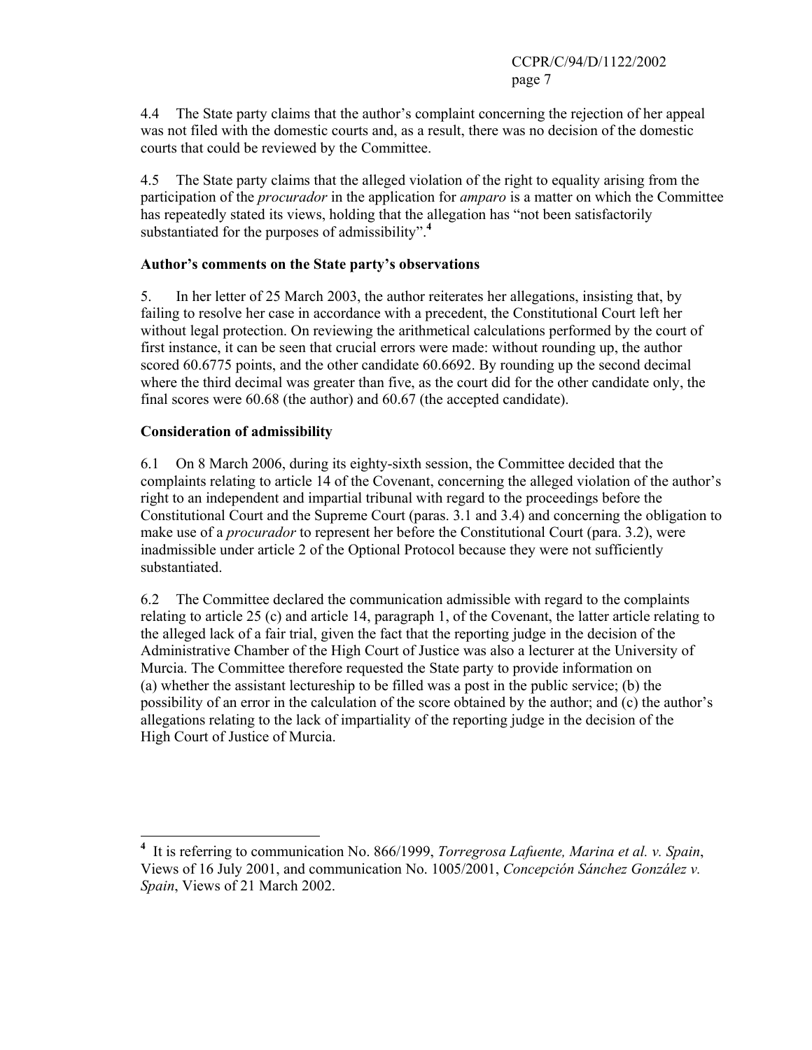4.4 The State party claims that the author's complaint concerning the rejection of her appeal was not filed with the domestic courts and, as a result, there was no decision of the domestic courts that could be reviewed by the Committee.

4.5 The State party claims that the alleged violation of the right to equality arising from the participation of the *procurador* in the application for *amparo* is a matter on which the Committee has repeatedly stated its views, holding that the allegation has "not been satisfactorily substantiated for the purposes of admissibility".[4]

**Author's comments on the State party's observations**

5. In her letter of 25 March 2003, the author reiterates her allegations, insisting that, by failing to resolve her case in accordance with a precedent, the Constitutional Court left her without legal protection. On reviewing the arithmetical calculations performed by the court of first instance, it can be seen that crucial errors were made: without rounding up, the author scored 60.6775 points, and the other candidate 60.6692. By rounding up the second decimal where the third decimal was greater than five, as the court did for the other candidate only, the final scores were 60.68 (the author) and 60.67 (the accepted candidate).

**Consideration of admissibility**

6.1 On 8 March 2006, during its eighty-sixth session, the Committee decided that the complaints relating to article 14 of the Covenant, concerning the alleged violation of the author's right to an independent and impartial tribunal with regard to the proceedings before the Constitutional Court and the Supreme Court (paras. 3.1 and 3.4) and concerning the obligation to make use of a *procurador* to represent her before the Constitutional Court (para. 3.2), were inadmissible under article 2 of the Optional Protocol because they were not sufficiently substantiated.

6.2 The Committee declared the communication admissible with regard to the complaints relating to article 25 (c) and article 14, paragraph 1, of the Covenant, the latter article relating to the alleged lack of a fair trial, given the fact that the reporting judge in the decision of the Administrative Chamber of the High Court of Justice was also a lecturer at the University of Murcia. The Committee therefore requested the State party to provide information on (a) whether the assistant lectureship to be filled was a post in the public service; (b) the possibility of an error in the calculation of the score obtained by the author; and (c) the author's allegations relating to the lack of impartiality of the reporting judge in the decision of the High Court of Justice of Murcia.

---

[4] It is referring to communication No. 866/1999, *Torregrosa Lafuente, Marina et al. v. Spain*, Views of 16 July 2001, and communication No. 1005/2001, *Concepción Sánchez González v. Spain*, Views of 21 March 2002.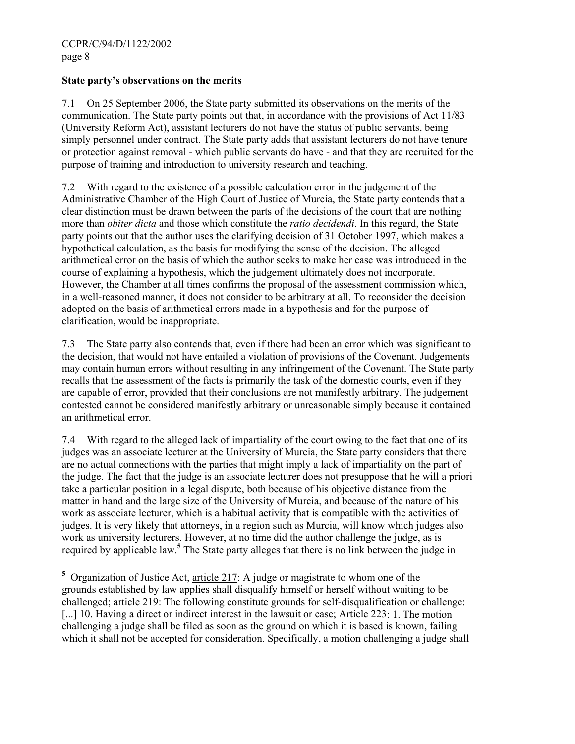**State party's observations on the merits**

7.1 On 25 September 2006, the State party submitted its observations on the merits of the communication. The State party points out that, in accordance with the provisions of Act 11/83 (University Reform Act), assistant lecturers do not have the status of public servants, being simply personnel under contract. The State party adds that assistant lecturers do not have tenure or protection against removal - which public servants do have - and that they are recruited for the purpose of training and introduction to university research and teaching.

7.2 With regard to the existence of a possible calculation error in the judgement of the Administrative Chamber of the High Court of Justice of Murcia, the State party contends that a clear distinction must be drawn between the parts of the decisions of the court that are nothing more than *obiter dicta* and those which constitute the *ratio decidendi*. In this regard, the State party points out that the author uses the clarifying decision of 31 October 1997, which makes a hypothetical calculation, as the basis for modifying the sense of the decision. The alleged arithmetical error on the basis of which the author seeks to make her case was introduced in the course of explaining a hypothesis, which the judgement ultimately does not incorporate. However, the Chamber at all times confirms the proposal of the assessment commission which, in a well-reasoned manner, it does not consider to be arbitrary at all. To reconsider the decision adopted on the basis of arithmetical errors made in a hypothesis and for the purpose of clarification, would be inappropriate.

7.3 The State party also contends that, even if there had been an error which was significant to the decision, that would not have entailed a violation of provisions of the Covenant. Judgements may contain human errors without resulting in any infringement of the Covenant. The State party recalls that the assessment of the facts is primarily the task of the domestic courts, even if they are capable of error, provided that their conclusions are not manifestly arbitrary. The judgement contested cannot be considered manifestly arbitrary or unreasonable simply because it contained an arithmetical error.

7.4 With regard to the alleged lack of impartiality of the court owing to the fact that one of its judges was an associate lecturer at the University of Murcia, the State party considers that there are no actual connections with the parties that might imply a lack of impartiality on the part of the judge. The fact that the judge is an associate lecturer does not presuppose that he will a priori take a particular position in a legal dispute, both because of his objective distance from the matter in hand and the large size of the University of Murcia, and because of the nature of his work as associate lecturer, which is a habitual activity that is compatible with the activities of judges. It is very likely that attorneys, in a region such as Murcia, will know which judges also work as university lecturers. However, at no time did the author challenge the judge, as is required by applicable law.[5] The State party alleges that there is no link between the judge in

---

[5] Organization of Justice Act, article 217: A judge or magistrate to whom one of the grounds established by law applies shall disqualify himself or herself without waiting to be challenged; article 219: The following constitute grounds for self-disqualification or challenge: [...] 10. Having a direct or indirect interest in the lawsuit or case; Article 223: 1. The motion challenging a judge shall be filed as soon as the ground on which it is based is known, failing which it shall not be accepted for consideration. Specifically, a motion challenging a judge shall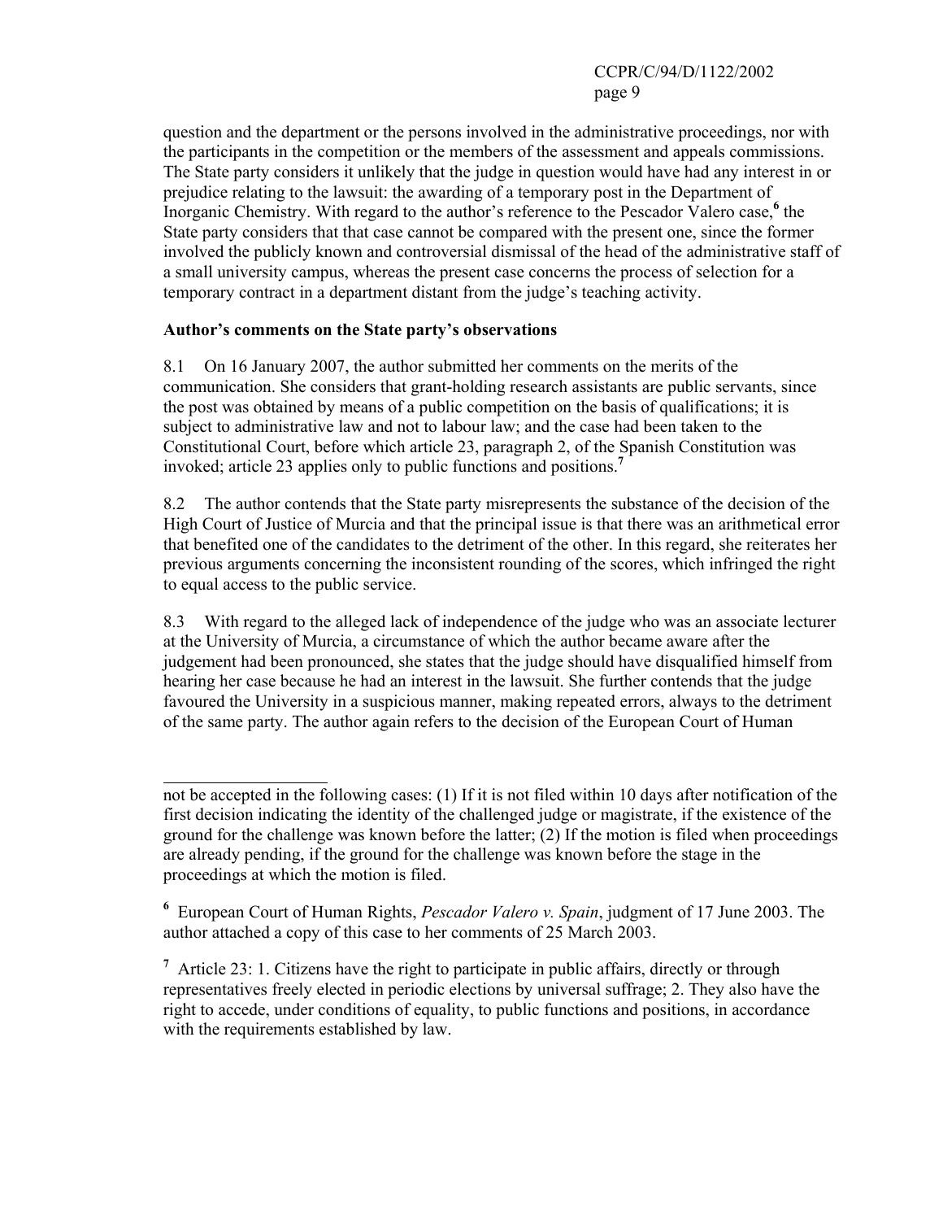question and the department or the persons involved in the administrative proceedings, nor with the participants in the competition or the members of the assessment and appeals commissions. The State party considers it unlikely that the judge in question would have had any interest in or prejudice relating to the lawsuit: the awarding of a temporary post in the Department of Inorganic Chemistry. With regard to the author's reference to the Pescador Valero case,[6] the State party considers that that case cannot be compared with the present one, since the former involved the publicly known and controversial dismissal of the head of the administrative staff of a small university campus, whereas the present case concerns the process of selection for a temporary contract in a department distant from the judge's teaching activity.

**Author's comments on the State party's observations**

8.1 On 16 January 2007, the author submitted her comments on the merits of the communication. She considers that grant-holding research assistants are public servants, since the post was obtained by means of a public competition on the basis of qualifications; it is subject to administrative law and not to labour law; and the case had been taken to the Constitutional Court, before which article 23, paragraph 2, of the Spanish Constitution was invoked; article 23 applies only to public functions and positions.[7]

8.2 The author contends that the State party misrepresents the substance of the decision of the High Court of Justice of Murcia and that the principal issue is that there was an arithmetical error that benefited one of the candidates to the detriment of the other. In this regard, she reiterates her previous arguments concerning the inconsistent rounding of the scores, which infringed the right to equal access to the public service.

8.3 With regard to the alleged lack of independence of the judge who was an associate lecturer at the University of Murcia, a circumstance of which the author became aware after the judgement had been pronounced, she states that the judge should have disqualified himself from hearing her case because he had an interest in the lawsuit. She further contends that the judge favoured the University in a suspicious manner, making repeated errors, always to the detriment of the same party. The author again refers to the decision of the European Court of Human

---

not be accepted in the following cases: (1) If it is not filed within 10 days after notification of the first decision indicating the identity of the challenged judge or magistrate, if the existence of the ground for the challenge was known before the latter; (2) If the motion is filed when proceedings are already pending, if the ground for the challenge was known before the stage in the proceedings at which the motion is filed.

[6] European Court of Human Rights, *Pescador Valero v. Spain*, judgment of 17 June 2003. The author attached a copy of this case to her comments of 25 March 2003.

[7] Article 23: 1. Citizens have the right to participate in public affairs, directly or through representatives freely elected in periodic elections by universal suffrage; 2. They also have the right to accede, under conditions of equality, to public functions and positions, in accordance with the requirements established by law.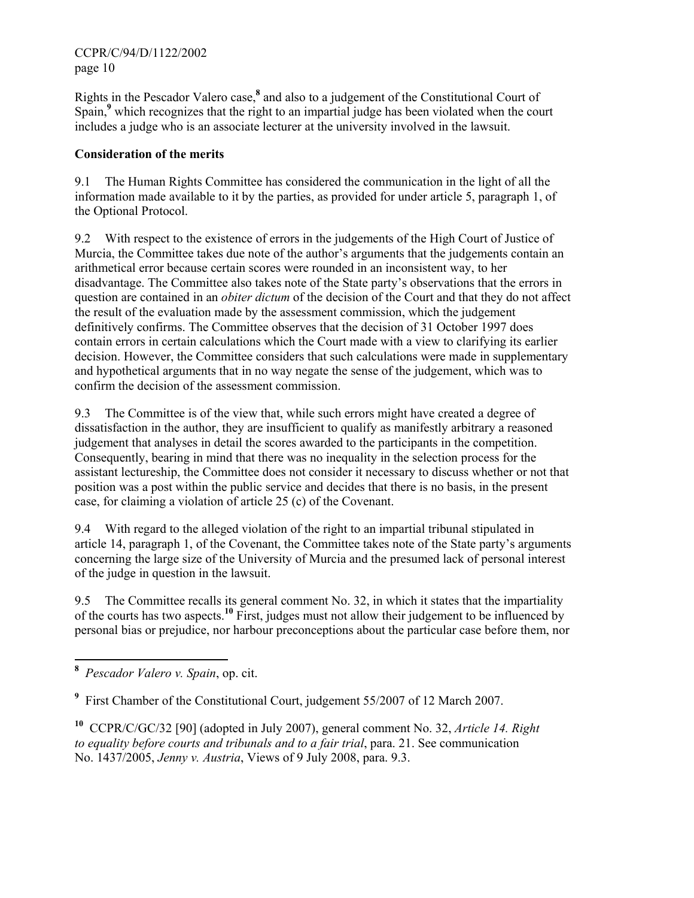Rights in the Pescador Valero case,[8] and also to a judgement of the Constitutional Court of Spain,[9] which recognizes that the right to an impartial judge has been violated when the court includes a judge who is an associate lecturer at the university involved in the lawsuit.

**Consideration of the merits**

9.1 The Human Rights Committee has considered the communication in the light of all the information made available to it by the parties, as provided for under article 5, paragraph 1, of the Optional Protocol.

9.2 With respect to the existence of errors in the judgements of the High Court of Justice of Murcia, the Committee takes due note of the author's arguments that the judgements contain an arithmetical error because certain scores were rounded in an inconsistent way, to her disadvantage. The Committee also takes note of the State party's observations that the errors in question are contained in an *obiter dictum* of the decision of the Court and that they do not affect the result of the evaluation made by the assessment commission, which the judgement definitively confirms. The Committee observes that the decision of 31 October 1997 does contain errors in certain calculations which the Court made with a view to clarifying its earlier decision. However, the Committee considers that such calculations were made in supplementary and hypothetical arguments that in no way negate the sense of the judgement, which was to confirm the decision of the assessment commission.

9.3 The Committee is of the view that, while such errors might have created a degree of dissatisfaction in the author, they are insufficient to qualify as manifestly arbitrary a reasoned judgement that analyses in detail the scores awarded to the participants in the competition. Consequently, bearing in mind that there was no inequality in the selection process for the assistant lectureship, the Committee does not consider it necessary to discuss whether or not that position was a post within the public service and decides that there is no basis, in the present case, for claiming a violation of article 25 (c) of the Covenant.

9.4 With regard to the alleged violation of the right to an impartial tribunal stipulated in article 14, paragraph 1, of the Covenant, the Committee takes note of the State party's arguments concerning the large size of the University of Murcia and the presumed lack of personal interest of the judge in question in the lawsuit.

9.5 The Committee recalls its general comment No. 32, in which it states that the impartiality of the courts has two aspects.[10] First, judges must not allow their judgement to be influenced by personal bias or prejudice, nor harbour preconceptions about the particular case before them, nor

---

[8] *Pescador Valero v. Spain*, op. cit.

[9] First Chamber of the Constitutional Court, judgement 55/2007 of 12 March 2007.

[10] CCPR/C/GC/32 [90] (adopted in July 2007), general comment No. 32, *Article 14. Right to equality before courts and tribunals and to a fair trial*, para. 21. See communication No. 1437/2005, *Jenny v. Austria*, Views of 9 July 2008, para. 9.3.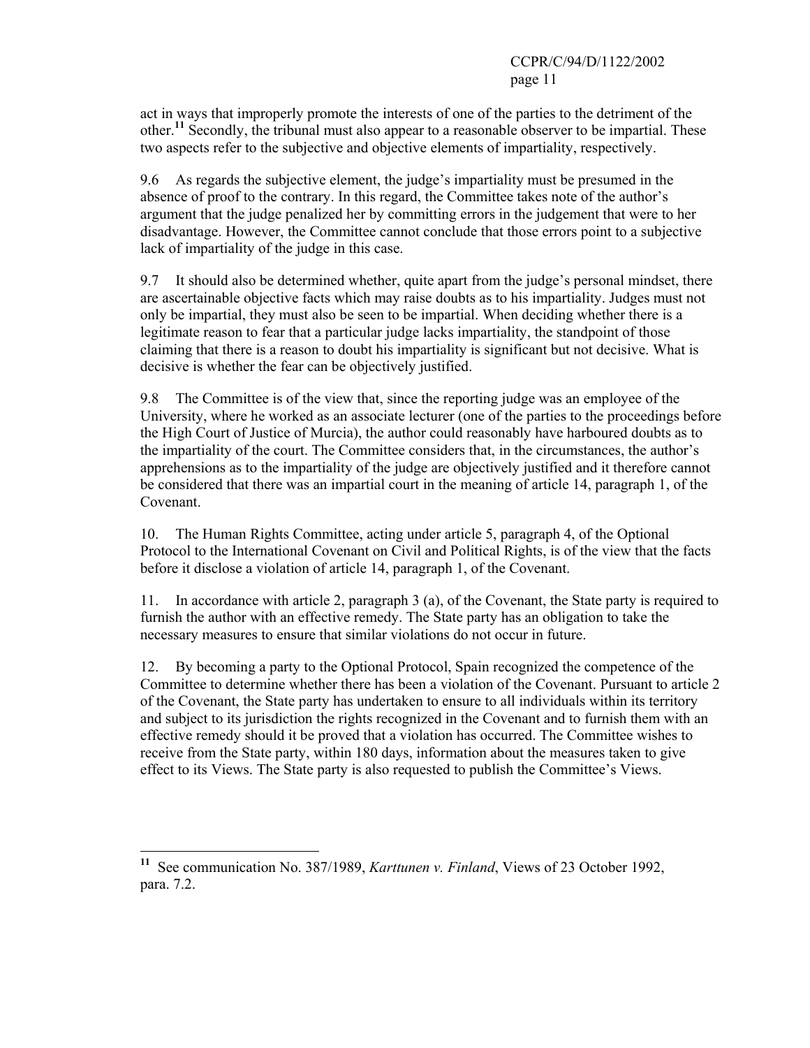act in ways that improperly promote the interests of one of the parties to the detriment of the other.[11] Secondly, the tribunal must also appear to a reasonable observer to be impartial. These two aspects refer to the subjective and objective elements of impartiality, respectively.

9.6 As regards the subjective element, the judge's impartiality must be presumed in the absence of proof to the contrary. In this regard, the Committee takes note of the author's argument that the judge penalized her by committing errors in the judgement that were to her disadvantage. However, the Committee cannot conclude that those errors point to a subjective lack of impartiality of the judge in this case.

9.7 It should also be determined whether, quite apart from the judge's personal mindset, there are ascertainable objective facts which may raise doubts as to his impartiality. Judges must not only be impartial, they must also be seen to be impartial. When deciding whether there is a legitimate reason to fear that a particular judge lacks impartiality, the standpoint of those claiming that there is a reason to doubt his impartiality is significant but not decisive. What is decisive is whether the fear can be objectively justified.

9.8 The Committee is of the view that, since the reporting judge was an employee of the University, where he worked as an associate lecturer (one of the parties to the proceedings before the High Court of Justice of Murcia), the author could reasonably have harboured doubts as to the impartiality of the court. The Committee considers that, in the circumstances, the author's apprehensions as to the impartiality of the judge are objectively justified and it therefore cannot be considered that there was an impartial court in the meaning of article 14, paragraph 1, of the Covenant.

10. The Human Rights Committee, acting under article 5, paragraph 4, of the Optional Protocol to the International Covenant on Civil and Political Rights, is of the view that the facts before it disclose a violation of article 14, paragraph 1, of the Covenant.

11. In accordance with article 2, paragraph 3 (a), of the Covenant, the State party is required to furnish the author with an effective remedy. The State party has an obligation to take the necessary measures to ensure that similar violations do not occur in future.

12. By becoming a party to the Optional Protocol, Spain recognized the competence of the Committee to determine whether there has been a violation of the Covenant. Pursuant to article 2 of the Covenant, the State party has undertaken to ensure to all individuals within its territory and subject to its jurisdiction the rights recognized in the Covenant and to furnish them with an effective remedy should it be proved that a violation has occurred. The Committee wishes to receive from the State party, within 180 days, information about the measures taken to give effect to its Views. The State party is also requested to publish the Committee's Views.

---

[11] See communication No. 387/1989, *Karttunen v. Finland*, Views of 23 October 1992, para. 7.2.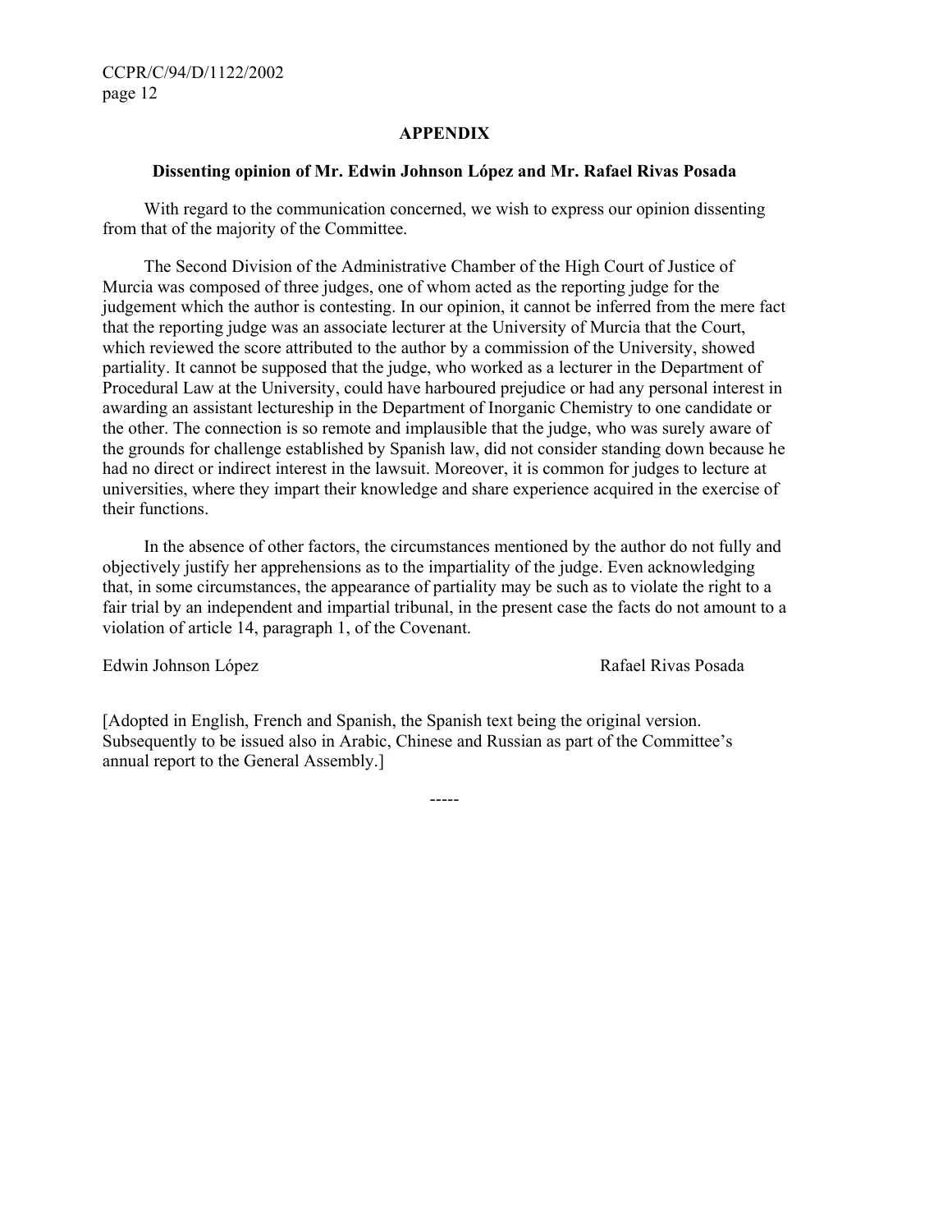## APPENDIX

### Dissenting opinion of Mr. Edwin Johnson López and Mr. Rafael Rivas Posada

With regard to the communication concerned, we wish to express our opinion dissenting from that of the majority of the Committee.

The Second Division of the Administrative Chamber of the High Court of Justice of Murcia was composed of three judges, one of whom acted as the reporting judge for the judgement which the author is contesting. In our opinion, it cannot be inferred from the mere fact that the reporting judge was an associate lecturer at the University of Murcia that the Court, which reviewed the score attributed to the author by a commission of the University, showed partiality. It cannot be supposed that the judge, who worked as a lecturer in the Department of Procedural Law at the University, could have harboured prejudice or had any personal interest in awarding an assistant lectureship in the Department of Inorganic Chemistry to one candidate or the other. The connection is so remote and implausible that the judge, who was surely aware of the grounds for challenge established by Spanish law, did not consider standing down because he had no direct or indirect interest in the lawsuit. Moreover, it is common for judges to lecture at universities, where they impart their knowledge and share experience acquired in the exercise of their functions.

In the absence of other factors, the circumstances mentioned by the author do not fully and objectively justify her apprehensions as to the impartiality of the judge. Even acknowledging that, in some circumstances, the appearance of partiality may be such as to violate the right to a fair trial by an independent and impartial tribunal, in the present case the facts do not amount to a violation of article 14, paragraph 1, of the Covenant.

Edwin Johnson López                                        Rafael Rivas Posada

[Adopted in English, French and Spanish, the Spanish text being the original version. Subsequently to be issued also in Arabic, Chinese and Russian as part of the Committee's annual report to the General Assembly.]

-----